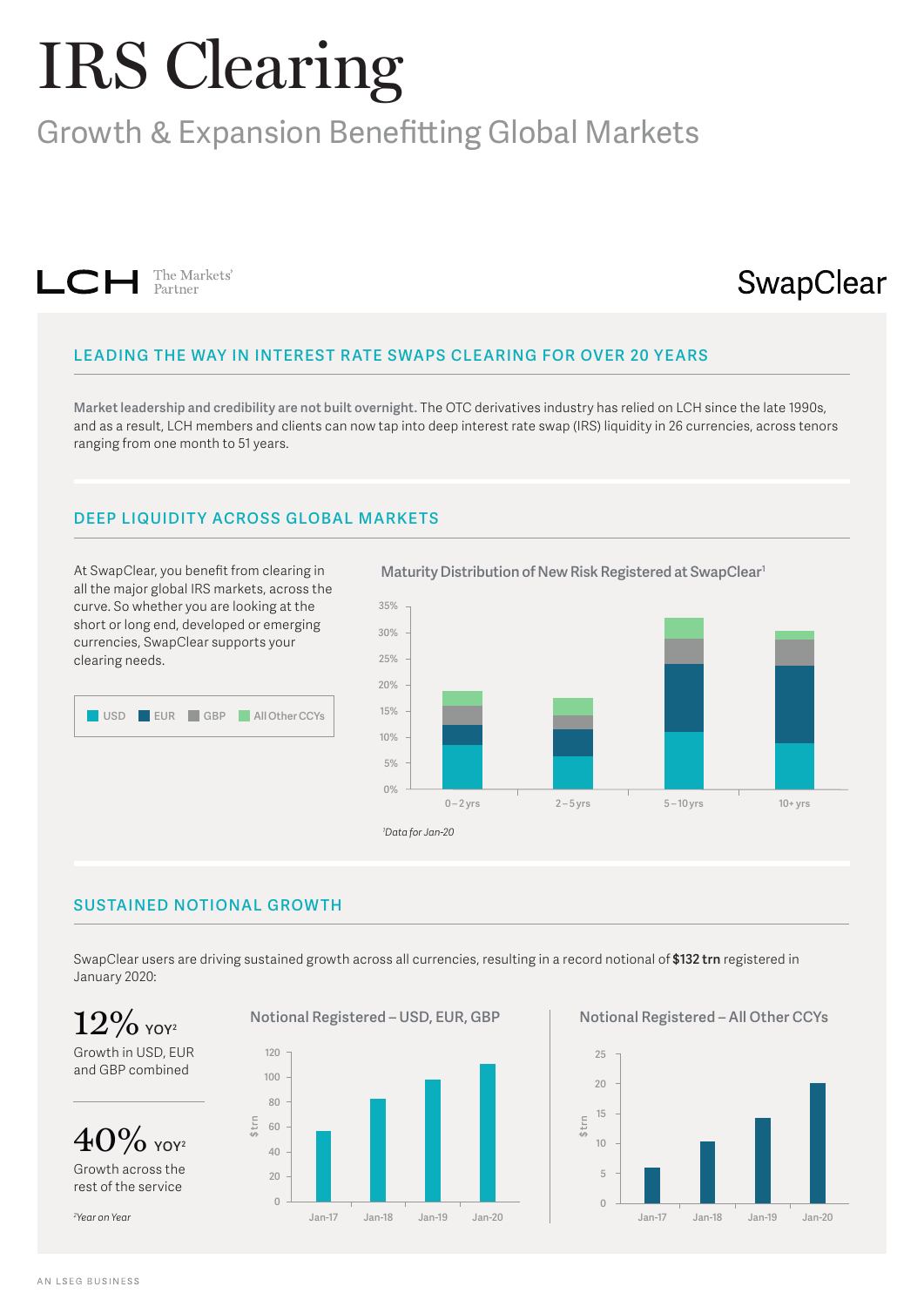# IRS Clearing

## Growth & Expansion Benefitting Global Markets

LCH The Markets' Partner

SwapClear

### LEADING THE WAY IN INTEREST RATE SWAPS CLEARING FOR OVER 20 YEARS

**Market leadership and credibility are not built overnight.** The OTC derivatives industry has relied on LCH since the late 1990s, and as a result, LCH members and clients can now tap into deep interest rate swap (IRS) liquidity in 26 currencies, across tenors ranging from one month to 51 years.

### DEEP LIQUIDITY ACROSS GLOBAL MARKETS

At SwapClear, you benefit from clearing in all the major global IRS markets, across the curve. So whether you are looking at the short or long end, developed or emerging currencies, SwapClear supports your clearing needs.

USD | EUR | GBP | All Other CCYs

**Maturity Distribution of New Risk Registered at SwapClear**[1]

0 – 2 yrs | 2 – 5 yrs | 5 – 10 yrs | 10+ yrs

[1]*Data for Jan-20*

### SUSTAINED NOTIONAL GROWTH

SwapClear users are driving sustained growth across all currencies, resulting in a record notional of **$132 trn** registered in January 2020:

**12% YOY**[2]
Growth in USD, EUR and GBP combined

**40% YOY**[2]
Growth across the rest of the service

[2]*Year on Year*

**Notional Registered – USD, EUR, GBP** ($ trn)

Jan-17 | Jan-18 | Jan-19 | Jan-20

**Notional Registered – All Other CCYs** ($ trn)

Jan-17 | Jan-18 | Jan-19 | Jan-20

AN LSEG BUSINESS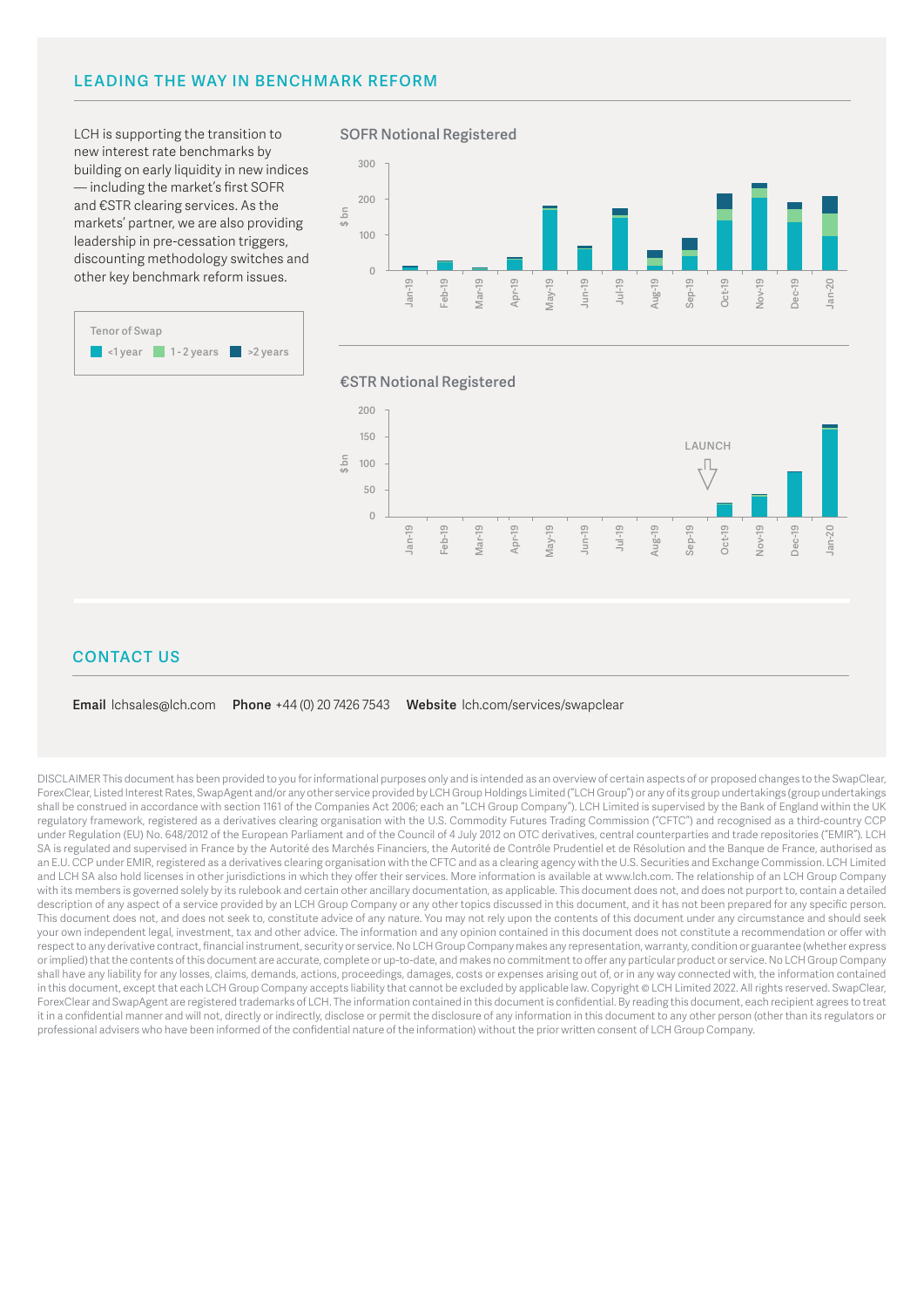## LEADING THE WAY IN BENCHMARK REFORM

LCH is supporting the transition to new interest rate benchmarks by building on early liquidity in new indices — including the market's first SOFR and €STR clearing services. As the markets' partner, we are also providing leadership in pre-cessation triggers, discounting methodology switches and other key benchmark reform issues.

Tenor of Swap
<1 year
1 - 2 years
>2 years

**SOFR Notional Registered**

$ bn
300
200
100
0
Jan-19 Feb-19 Mar-19 Apr-19 May-19 Jun-19 Jul-19 Aug-19 Sep-19 Oct-19 Nov-19 Dec-19 Jan-20

**€STR Notional Registered**

$ bn
200
150
100
50
0
LAUNCH
Jan-19 Feb-19 Mar-19 Apr-19 May-19 Jun-19 Jul-19 Aug-19 Sep-19 Oct-19 Nov-19 Dec-19 Jan-20

## CONTACT US

**Email** lchsales@lch.com **Phone** +44 (0) 20 7426 7543 **Website** lch.com/services/swapclear

DISCLAIMER This document has been provided to you for informational purposes only and is intended as an overview of certain aspects of or proposed changes to the SwapClear, ForexClear, Listed Interest Rates, SwapAgent and/or any other service provided by LCH Group Holdings Limited ("LCH Group") or any of its group undertakings (group undertakings shall be construed in accordance with section 1161 of the Companies Act 2006; each an "LCH Group Company"). LCH Limited is supervised by the Bank of England within the UK regulatory framework, registered as a derivatives clearing organisation with the U.S. Commodity Futures Trading Commission ("CFTC") and recognised as a third-country CCP under Regulation (EU) No. 648/2012 of the European Parliament and of the Council of 4 July 2012 on OTC derivatives, central counterparties and trade repositories ("EMIR"). LCH SA is regulated and supervised in France by the Autorité des Marchés Financiers, the Autorité de Contrôle Prudentiel et de Résolution and the Banque de France, authorised as an E.U. CCP under EMIR, registered as a derivatives clearing organisation with the CFTC and as a clearing agency with the U.S. Securities and Exchange Commission. LCH Limited and LCH SA also hold licenses in other jurisdictions in which they offer their services. More information is available at www.lch.com. The relationship of an LCH Group Company with its members is governed solely by its rulebook and certain other ancillary documentation, as applicable. This document does not, and does not purport to, contain a detailed description of any aspect of a service provided by an LCH Group Company or any other topics discussed in this document, and it has not been prepared for any specific person. This document does not, and does not seek to, constitute advice of any nature. You may not rely upon the contents of this document under any circumstance and should seek your own independent legal, investment, tax and other advice. The information and any opinion contained in this document does not constitute a recommendation or offer with respect to any derivative contract, financial instrument, security or service. No LCH Group Company makes any representation, warranty, condition or guarantee (whether express or implied) that the contents of this document are accurate, complete or up-to-date, and makes no commitment to offer any particular product or service. No LCH Group Company shall have any liability for any losses, claims, demands, actions, proceedings, damages, costs or expenses arising out of, or in any way connected with, the information contained in this document, except that each LCH Group Company accepts liability that cannot be excluded by applicable law. Copyright © LCH Limited 2022. All rights reserved. SwapClear, ForexClear and SwapAgent are registered trademarks of LCH. The information contained in this document is confidential. By reading this document, each recipient agrees to treat it in a confidential manner and will not, directly or indirectly, disclose or permit the disclosure of any information in this document to any other person (other than its regulators or professional advisers who have been informed of the confidential nature of the information) without the prior written consent of LCH Group Company.